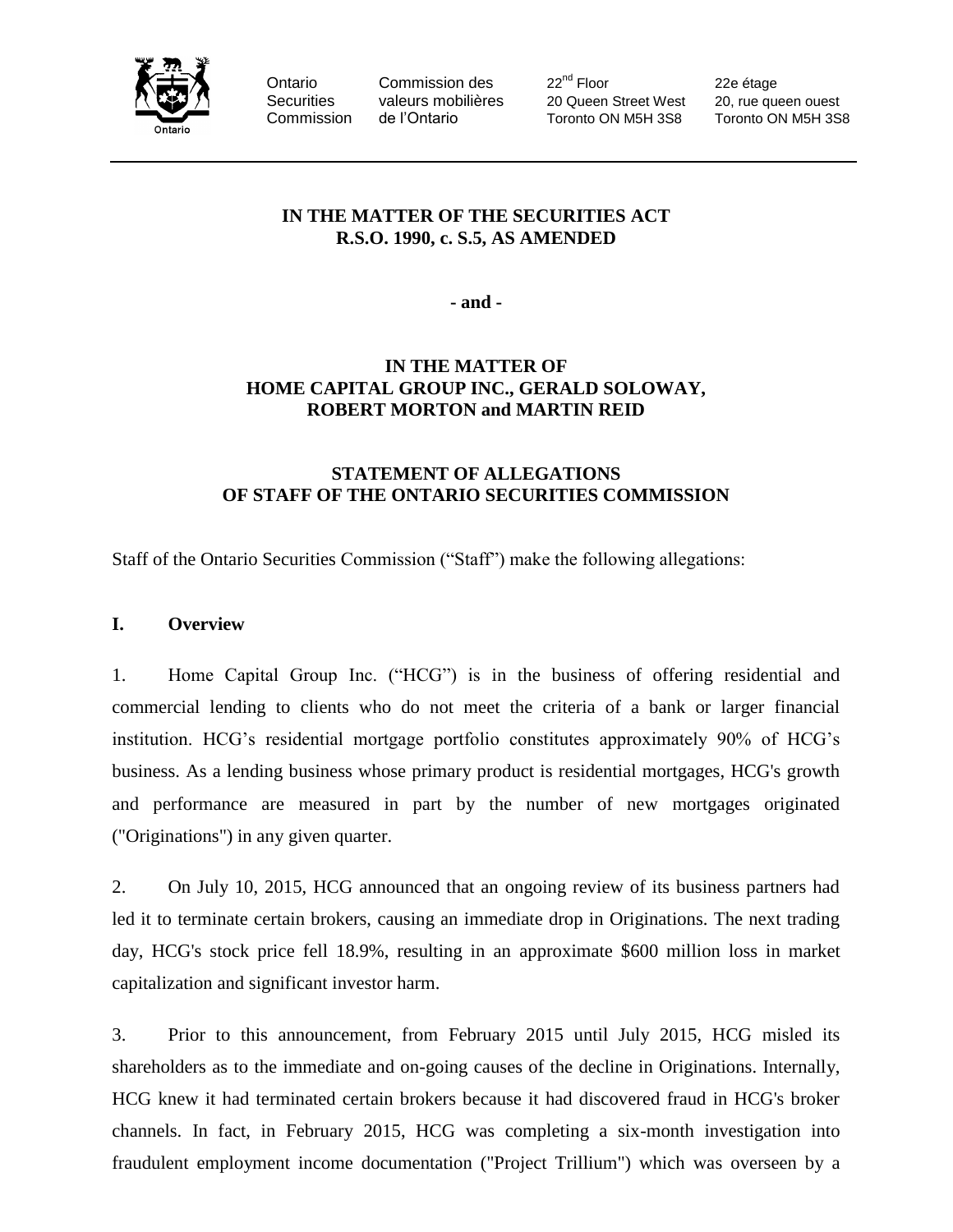Ontario Securities Commission | Commission des valeurs mobilières de l'Ontario | 22nd Floor 20 Queen Street West Toronto ON M5H 3S8 | 22e étage 20, rue queen ouest Toronto ON M5H 3S8

**IN THE MATTER OF THE SECURITIES ACT**
**R.S.O. 1990, c. S.5, AS AMENDED**

**- and -**

**IN THE MATTER OF**
**HOME CAPITAL GROUP INC., GERALD SOLOWAY,**
**ROBERT MORTON and MARTIN REID**

**STATEMENT OF ALLEGATIONS**
**OF STAFF OF THE ONTARIO SECURITIES COMMISSION**

Staff of the Ontario Securities Commission ("Staff") make the following allegations:

## I. Overview

1. Home Capital Group Inc. ("HCG") is in the business of offering residential and commercial lending to clients who do not meet the criteria of a bank or larger financial institution. HCG's residential mortgage portfolio constitutes approximately 90% of HCG's business. As a lending business whose primary product is residential mortgages, HCG's growth and performance are measured in part by the number of new mortgages originated ("Originations") in any given quarter.

2. On July 10, 2015, HCG announced that an ongoing review of its business partners had led it to terminate certain brokers, causing an immediate drop in Originations. The next trading day, HCG's stock price fell 18.9%, resulting in an approximate $600 million loss in market capitalization and significant investor harm.

3. Prior to this announcement, from February 2015 until July 2015, HCG misled its shareholders as to the immediate and on-going causes of the decline in Originations. Internally, HCG knew it had terminated certain brokers because it had discovered fraud in HCG's broker channels. In fact, in February 2015, HCG was completing a six-month investigation into fraudulent employment income documentation ("Project Trillium") which was overseen by a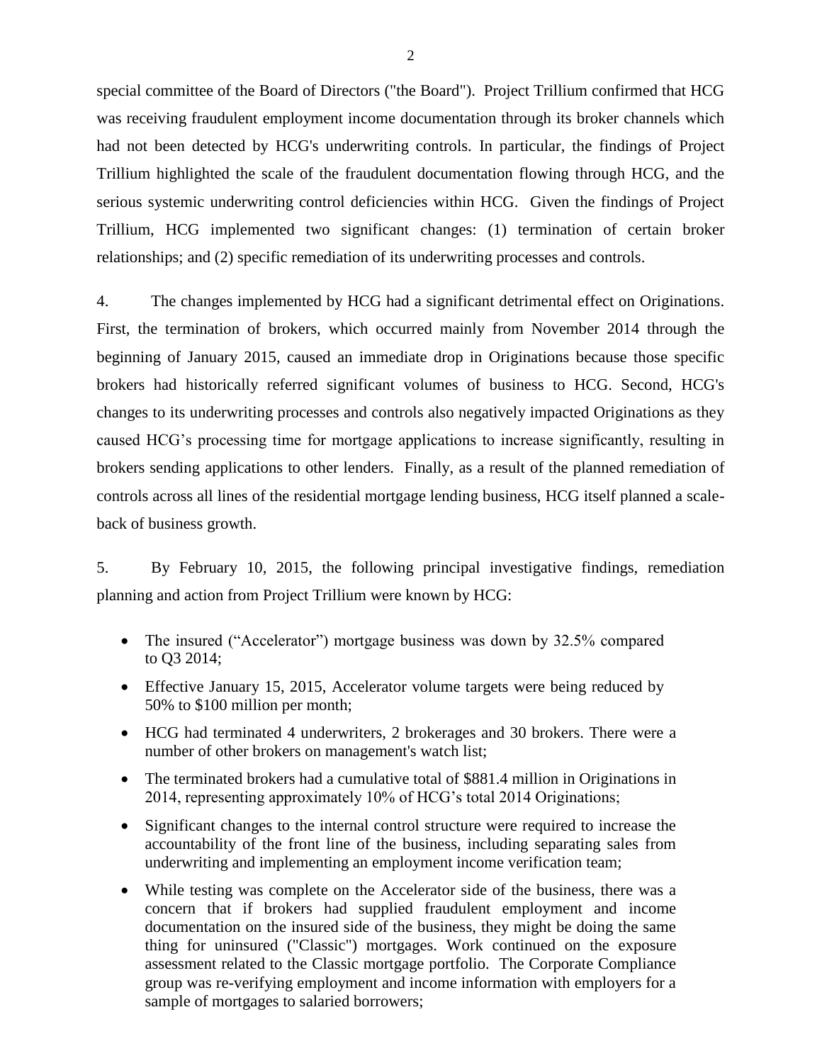special committee of the Board of Directors ("the Board"). Project Trillium confirmed that HCG was receiving fraudulent employment income documentation through its broker channels which had not been detected by HCG's underwriting controls. In particular, the findings of Project Trillium highlighted the scale of the fraudulent documentation flowing through HCG, and the serious systemic underwriting control deficiencies within HCG. Given the findings of Project Trillium, HCG implemented two significant changes: (1) termination of certain broker relationships; and (2) specific remediation of its underwriting processes and controls.

4. The changes implemented by HCG had a significant detrimental effect on Originations. First, the termination of brokers, which occurred mainly from November 2014 through the beginning of January 2015, caused an immediate drop in Originations because those specific brokers had historically referred significant volumes of business to HCG. Second, HCG's changes to its underwriting processes and controls also negatively impacted Originations as they caused HCG's processing time for mortgage applications to increase significantly, resulting in brokers sending applications to other lenders. Finally, as a result of the planned remediation of controls across all lines of the residential mortgage lending business, HCG itself planned a scale-back of business growth.

5. By February 10, 2015, the following principal investigative findings, remediation planning and action from Project Trillium were known by HCG:

- The insured ("Accelerator") mortgage business was down by 32.5% compared to Q3 2014;
- Effective January 15, 2015, Accelerator volume targets were being reduced by 50% to $100 million per month;
- HCG had terminated 4 underwriters, 2 brokerages and 30 brokers. There were a number of other brokers on management's watch list;
- The terminated brokers had a cumulative total of $881.4 million in Originations in 2014, representing approximately 10% of HCG's total 2014 Originations;
- Significant changes to the internal control structure were required to increase the accountability of the front line of the business, including separating sales from underwriting and implementing an employment income verification team;
- While testing was complete on the Accelerator side of the business, there was a concern that if brokers had supplied fraudulent employment and income documentation on the insured side of the business, they might be doing the same thing for uninsured ("Classic") mortgages. Work continued on the exposure assessment related to the Classic mortgage portfolio. The Corporate Compliance group was re-verifying employment and income information with employers for a sample of mortgages to salaried borrowers;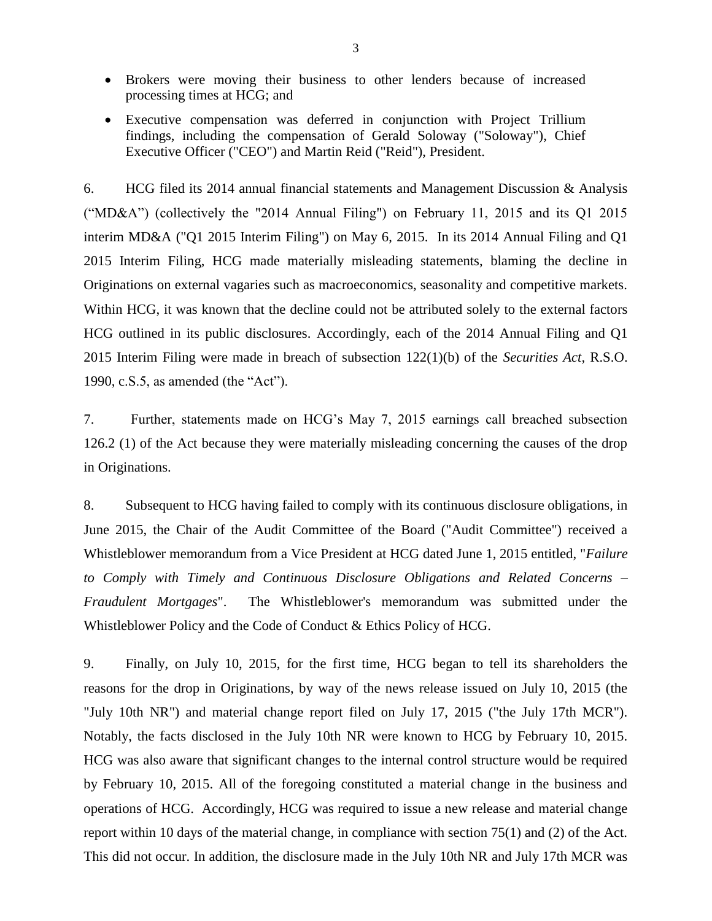- Brokers were moving their business to other lenders because of increased processing times at HCG; and
- Executive compensation was deferred in conjunction with Project Trillium findings, including the compensation of Gerald Soloway ("Soloway"), Chief Executive Officer ("CEO") and Martin Reid ("Reid"), President.

6. HCG filed its 2014 annual financial statements and Management Discussion & Analysis ("MD&A") (collectively the "2014 Annual Filing") on February 11, 2015 and its Q1 2015 interim MD&A ("Q1 2015 Interim Filing") on May 6, 2015. In its 2014 Annual Filing and Q1 2015 Interim Filing, HCG made materially misleading statements, blaming the decline in Originations on external vagaries such as macroeconomics, seasonality and competitive markets. Within HCG, it was known that the decline could not be attributed solely to the external factors HCG outlined in its public disclosures. Accordingly, each of the 2014 Annual Filing and Q1 2015 Interim Filing were made in breach of subsection 122(1)(b) of the *Securities Act*, R.S.O. 1990, c.S.5, as amended (the "Act").

7. Further, statements made on HCG's May 7, 2015 earnings call breached subsection 126.2 (1) of the Act because they were materially misleading concerning the causes of the drop in Originations.

8. Subsequent to HCG having failed to comply with its continuous disclosure obligations, in June 2015, the Chair of the Audit Committee of the Board ("Audit Committee") received a Whistleblower memorandum from a Vice President at HCG dated June 1, 2015 entitled, "*Failure to Comply with Timely and Continuous Disclosure Obligations and Related Concerns – Fraudulent Mortgages*". The Whistleblower's memorandum was submitted under the Whistleblower Policy and the Code of Conduct & Ethics Policy of HCG.

9. Finally, on July 10, 2015, for the first time, HCG began to tell its shareholders the reasons for the drop in Originations, by way of the news release issued on July 10, 2015 (the "July 10th NR") and material change report filed on July 17, 2015 ("the July 17th MCR"). Notably, the facts disclosed in the July 10th NR were known to HCG by February 10, 2015. HCG was also aware that significant changes to the internal control structure would be required by February 10, 2015. All of the foregoing constituted a material change in the business and operations of HCG. Accordingly, HCG was required to issue a new release and material change report within 10 days of the material change, in compliance with section 75(1) and (2) of the Act. This did not occur. In addition, the disclosure made in the July 10th NR and July 17th MCR was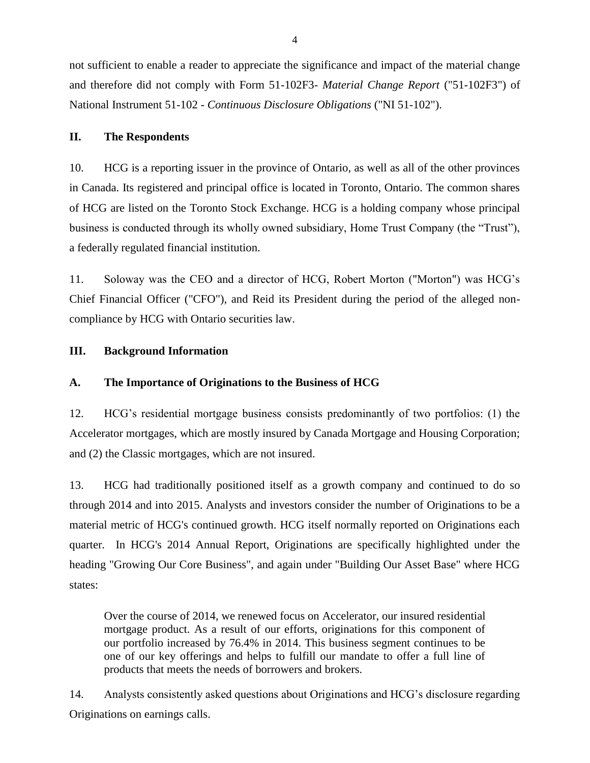not sufficient to enable a reader to appreciate the significance and impact of the material change and therefore did not comply with Form 51-102F3- *Material Change Report* ("51-102F3") of National Instrument 51-102 - *Continuous Disclosure Obligations* ("NI 51-102").

## II. The Respondents

10. HCG is a reporting issuer in the province of Ontario, as well as all of the other provinces in Canada. Its registered and principal office is located in Toronto, Ontario. The common shares of HCG are listed on the Toronto Stock Exchange. HCG is a holding company whose principal business is conducted through its wholly owned subsidiary, Home Trust Company (the "Trust"), a federally regulated financial institution.

11. Soloway was the CEO and a director of HCG, Robert Morton ("Morton") was HCG's Chief Financial Officer ("CFO"), and Reid its President during the period of the alleged non-compliance by HCG with Ontario securities law.

## III. Background Information

### A. The Importance of Originations to the Business of HCG

12. HCG's residential mortgage business consists predominantly of two portfolios: (1) the Accelerator mortgages, which are mostly insured by Canada Mortgage and Housing Corporation; and (2) the Classic mortgages, which are not insured.

13. HCG had traditionally positioned itself as a growth company and continued to do so through 2014 and into 2015. Analysts and investors consider the number of Originations to be a material metric of HCG's continued growth. HCG itself normally reported on Originations each quarter. In HCG's 2014 Annual Report, Originations are specifically highlighted under the heading "Growing Our Core Business", and again under "Building Our Asset Base" where HCG states:

> Over the course of 2014, we renewed focus on Accelerator, our insured residential mortgage product. As a result of our efforts, originations for this component of our portfolio increased by 76.4% in 2014. This business segment continues to be one of our key offerings and helps to fulfill our mandate to offer a full line of products that meets the needs of borrowers and brokers.

14. Analysts consistently asked questions about Originations and HCG's disclosure regarding Originations on earnings calls.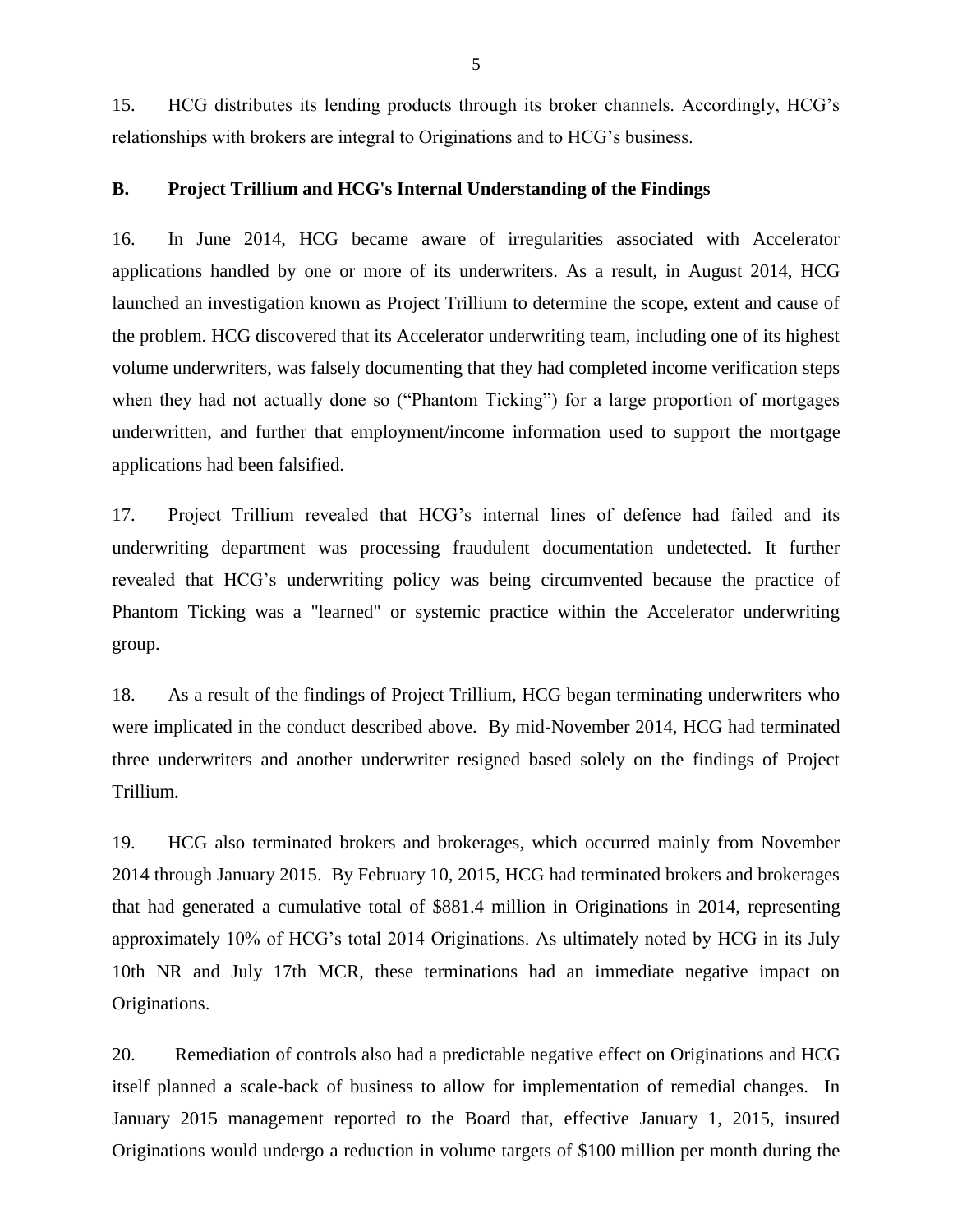15. HCG distributes its lending products through its broker channels. Accordingly, HCG's relationships with brokers are integral to Originations and to HCG's business.

**B. Project Trillium and HCG's Internal Understanding of the Findings**

16. In June 2014, HCG became aware of irregularities associated with Accelerator applications handled by one or more of its underwriters. As a result, in August 2014, HCG launched an investigation known as Project Trillium to determine the scope, extent and cause of the problem. HCG discovered that its Accelerator underwriting team, including one of its highest volume underwriters, was falsely documenting that they had completed income verification steps when they had not actually done so ("Phantom Ticking") for a large proportion of mortgages underwritten, and further that employment/income information used to support the mortgage applications had been falsified.

17. Project Trillium revealed that HCG's internal lines of defence had failed and its underwriting department was processing fraudulent documentation undetected. It further revealed that HCG's underwriting policy was being circumvented because the practice of Phantom Ticking was a "learned" or systemic practice within the Accelerator underwriting group.

18. As a result of the findings of Project Trillium, HCG began terminating underwriters who were implicated in the conduct described above. By mid-November 2014, HCG had terminated three underwriters and another underwriter resigned based solely on the findings of Project Trillium.

19. HCG also terminated brokers and brokerages, which occurred mainly from November 2014 through January 2015. By February 10, 2015, HCG had terminated brokers and brokerages that had generated a cumulative total of $881.4 million in Originations in 2014, representing approximately 10% of HCG's total 2014 Originations. As ultimately noted by HCG in its July 10th NR and July 17th MCR, these terminations had an immediate negative impact on Originations.

20. Remediation of controls also had a predictable negative effect on Originations and HCG itself planned a scale-back of business to allow for implementation of remedial changes. In January 2015 management reported to the Board that, effective January 1, 2015, insured Originations would undergo a reduction in volume targets of $100 million per month during the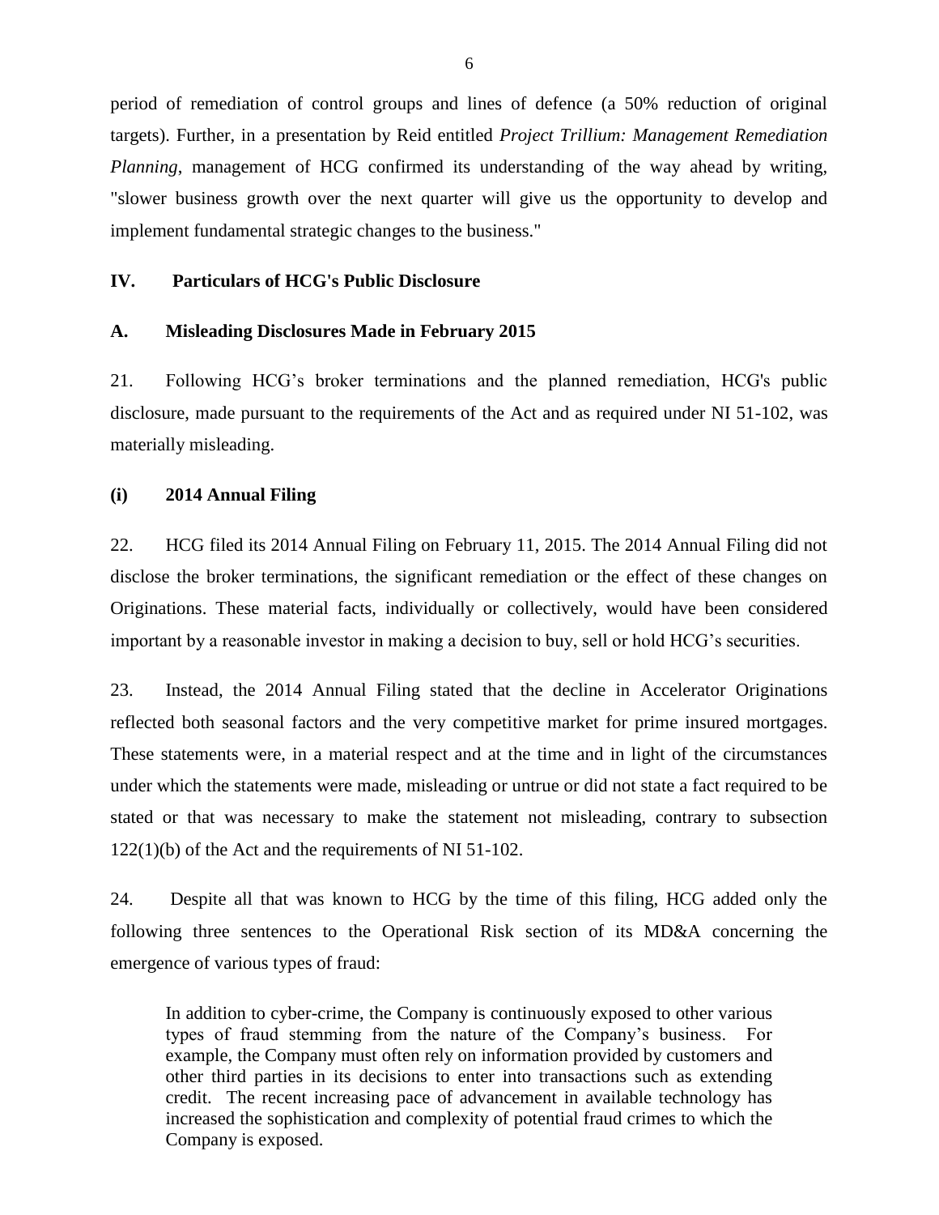period of remediation of control groups and lines of defence (a 50% reduction of original targets). Further, in a presentation by Reid entitled *Project Trillium: Management Remediation Planning*, management of HCG confirmed its understanding of the way ahead by writing, "slower business growth over the next quarter will give us the opportunity to develop and implement fundamental strategic changes to the business."

## IV. Particulars of HCG's Public Disclosure

### A. Misleading Disclosures Made in February 2015

21. Following HCG's broker terminations and the planned remediation, HCG's public disclosure, made pursuant to the requirements of the Act and as required under NI 51-102, was materially misleading.

#### (i) 2014 Annual Filing

22. HCG filed its 2014 Annual Filing on February 11, 2015. The 2014 Annual Filing did not disclose the broker terminations, the significant remediation or the effect of these changes on Originations. These material facts, individually or collectively, would have been considered important by a reasonable investor in making a decision to buy, sell or hold HCG's securities.

23. Instead, the 2014 Annual Filing stated that the decline in Accelerator Originations reflected both seasonal factors and the very competitive market for prime insured mortgages. These statements were, in a material respect and at the time and in light of the circumstances under which the statements were made, misleading or untrue or did not state a fact required to be stated or that was necessary to make the statement not misleading, contrary to subsection 122(1)(b) of the Act and the requirements of NI 51-102.

24. Despite all that was known to HCG by the time of this filing, HCG added only the following three sentences to the Operational Risk section of its MD&A concerning the emergence of various types of fraud:

> In addition to cyber-crime, the Company is continuously exposed to other various types of fraud stemming from the nature of the Company's business. For example, the Company must often rely on information provided by customers and other third parties in its decisions to enter into transactions such as extending credit. The recent increasing pace of advancement in available technology has increased the sophistication and complexity of potential fraud crimes to which the Company is exposed.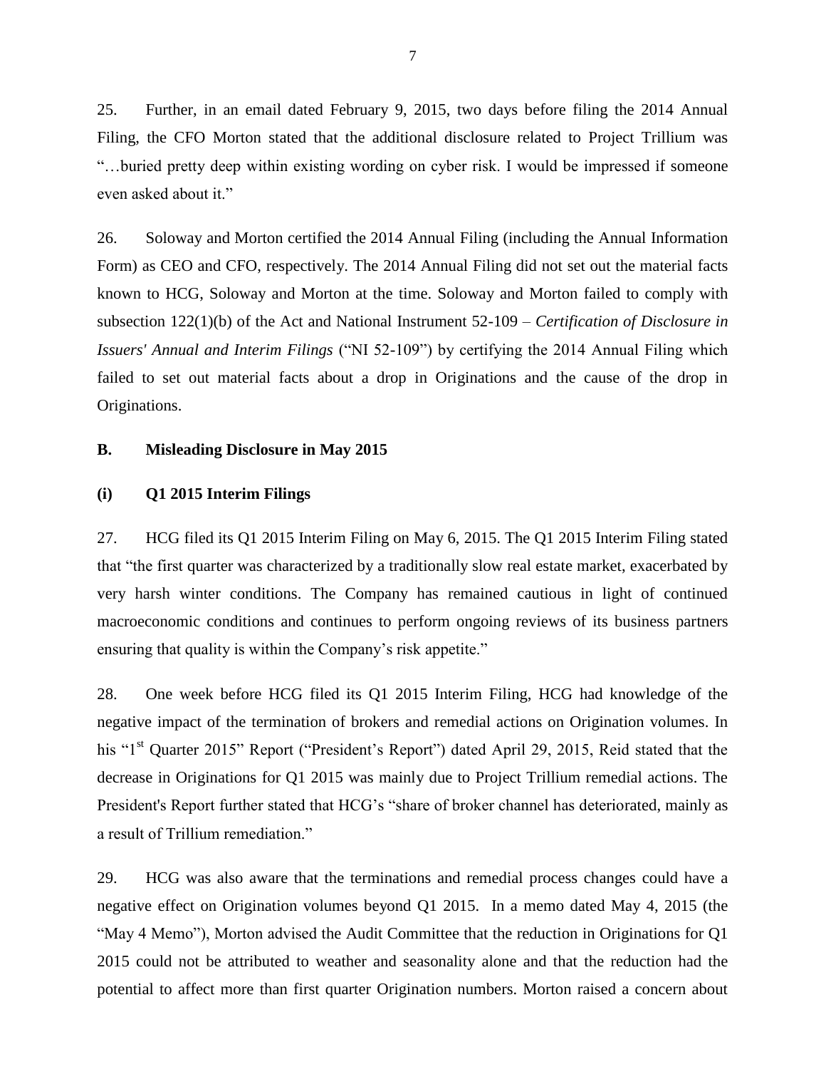25. Further, in an email dated February 9, 2015, two days before filing the 2014 Annual Filing, the CFO Morton stated that the additional disclosure related to Project Trillium was "…buried pretty deep within existing wording on cyber risk. I would be impressed if someone even asked about it."

26. Soloway and Morton certified the 2014 Annual Filing (including the Annual Information Form) as CEO and CFO, respectively. The 2014 Annual Filing did not set out the material facts known to HCG, Soloway and Morton at the time. Soloway and Morton failed to comply with subsection 122(1)(b) of the Act and National Instrument 52-109 – *Certification of Disclosure in Issuers' Annual and Interim Filings* ("NI 52-109") by certifying the 2014 Annual Filing which failed to set out material facts about a drop in Originations and the cause of the drop in Originations.

**B. Misleading Disclosure in May 2015**

**(i) Q1 2015 Interim Filings**

27. HCG filed its Q1 2015 Interim Filing on May 6, 2015. The Q1 2015 Interim Filing stated that "the first quarter was characterized by a traditionally slow real estate market, exacerbated by very harsh winter conditions. The Company has remained cautious in light of continued macroeconomic conditions and continues to perform ongoing reviews of its business partners ensuring that quality is within the Company's risk appetite."

28. One week before HCG filed its Q1 2015 Interim Filing, HCG had knowledge of the negative impact of the termination of brokers and remedial actions on Origination volumes. In his "1st Quarter 2015" Report ("President's Report") dated April 29, 2015, Reid stated that the decrease in Originations for Q1 2015 was mainly due to Project Trillium remedial actions. The President's Report further stated that HCG's "share of broker channel has deteriorated, mainly as a result of Trillium remediation."

29. HCG was also aware that the terminations and remedial process changes could have a negative effect on Origination volumes beyond Q1 2015. In a memo dated May 4, 2015 (the "May 4 Memo"), Morton advised the Audit Committee that the reduction in Originations for Q1 2015 could not be attributed to weather and seasonality alone and that the reduction had the potential to affect more than first quarter Origination numbers. Morton raised a concern about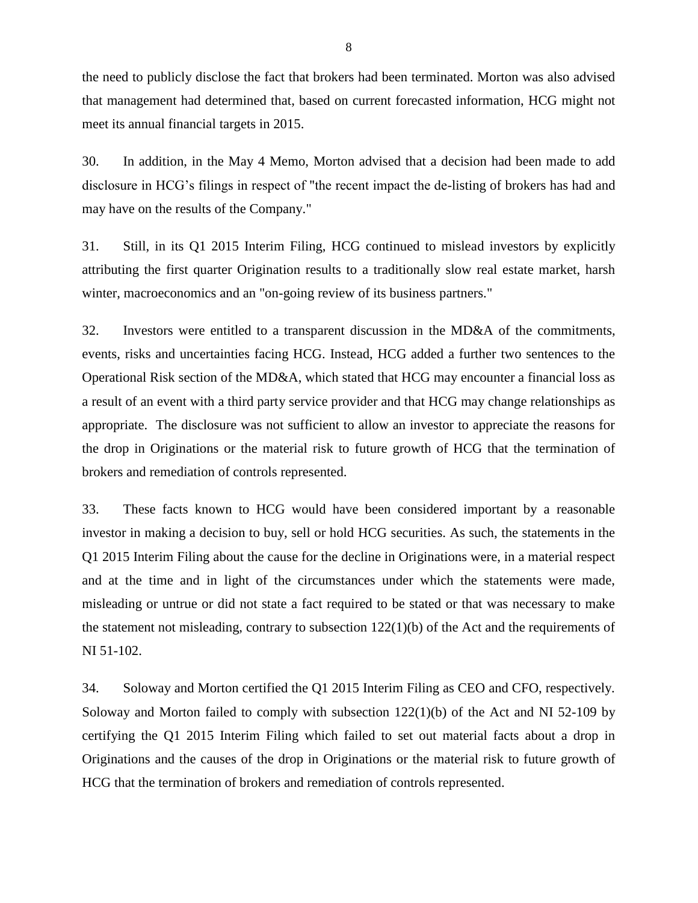the need to publicly disclose the fact that brokers had been terminated. Morton was also advised that management had determined that, based on current forecasted information, HCG might not meet its annual financial targets in 2015.

30. In addition, in the May 4 Memo, Morton advised that a decision had been made to add disclosure in HCG's filings in respect of "the recent impact the de-listing of brokers has had and may have on the results of the Company."

31. Still, in its Q1 2015 Interim Filing, HCG continued to mislead investors by explicitly attributing the first quarter Origination results to a traditionally slow real estate market, harsh winter, macroeconomics and an "on-going review of its business partners."

32. Investors were entitled to a transparent discussion in the MD&A of the commitments, events, risks and uncertainties facing HCG. Instead, HCG added a further two sentences to the Operational Risk section of the MD&A, which stated that HCG may encounter a financial loss as a result of an event with a third party service provider and that HCG may change relationships as appropriate. The disclosure was not sufficient to allow an investor to appreciate the reasons for the drop in Originations or the material risk to future growth of HCG that the termination of brokers and remediation of controls represented.

33. These facts known to HCG would have been considered important by a reasonable investor in making a decision to buy, sell or hold HCG securities. As such, the statements in the Q1 2015 Interim Filing about the cause for the decline in Originations were, in a material respect and at the time and in light of the circumstances under which the statements were made, misleading or untrue or did not state a fact required to be stated or that was necessary to make the statement not misleading, contrary to subsection 122(1)(b) of the Act and the requirements of NI 51-102.

34. Soloway and Morton certified the Q1 2015 Interim Filing as CEO and CFO, respectively. Soloway and Morton failed to comply with subsection 122(1)(b) of the Act and NI 52-109 by certifying the Q1 2015 Interim Filing which failed to set out material facts about a drop in Originations and the causes of the drop in Originations or the material risk to future growth of HCG that the termination of brokers and remediation of controls represented.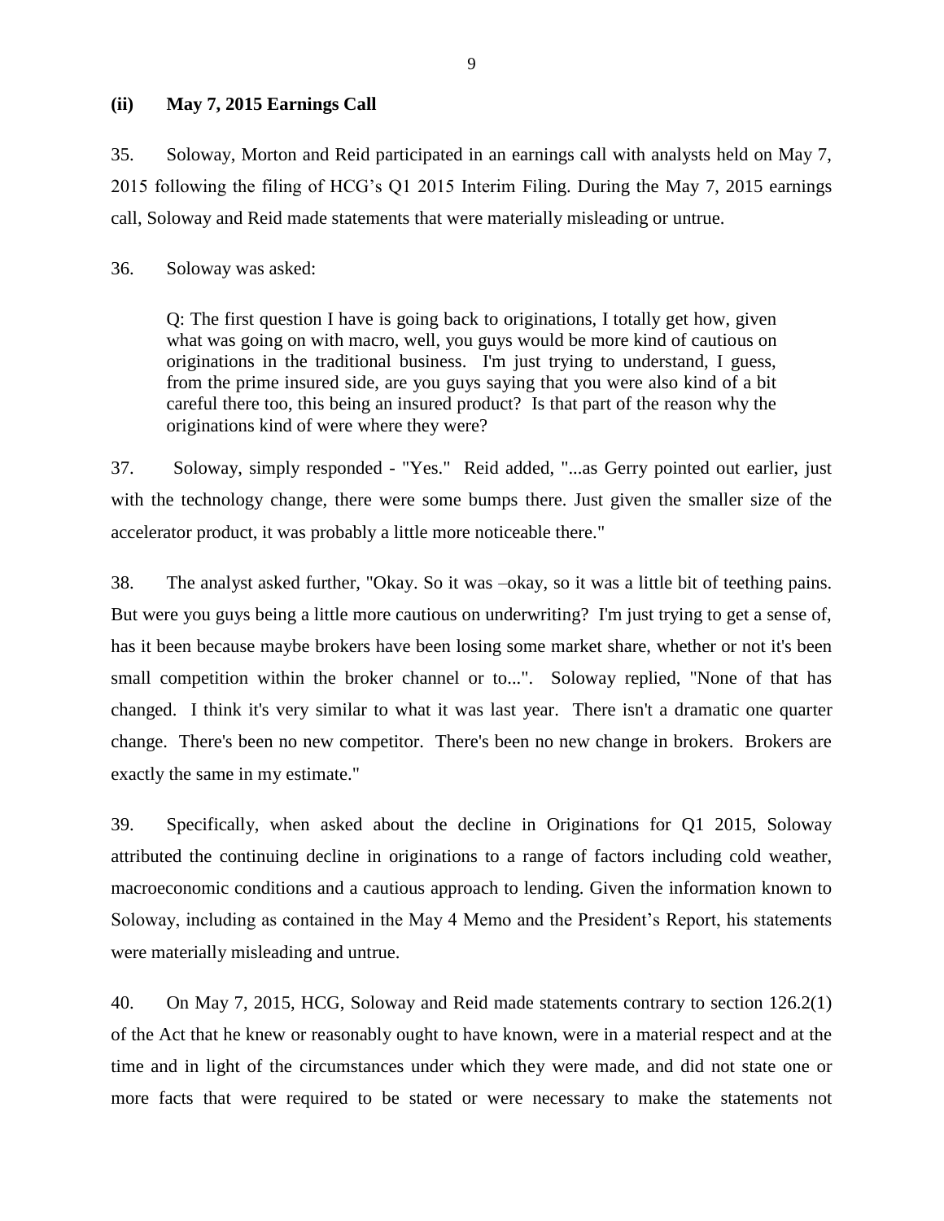**(ii) May 7, 2015 Earnings Call**

35. Soloway, Morton and Reid participated in an earnings call with analysts held on May 7, 2015 following the filing of HCG's Q1 2015 Interim Filing. During the May 7, 2015 earnings call, Soloway and Reid made statements that were materially misleading or untrue.

36. Soloway was asked:

> Q: The first question I have is going back to originations, I totally get how, given what was going on with macro, well, you guys would be more kind of cautious on originations in the traditional business. I'm just trying to understand, I guess, from the prime insured side, are you guys saying that you were also kind of a bit careful there too, this being an insured product? Is that part of the reason why the originations kind of were where they were?

37. Soloway, simply responded - "Yes." Reid added, "...as Gerry pointed out earlier, just with the technology change, there were some bumps there. Just given the smaller size of the accelerator product, it was probably a little more noticeable there."

38. The analyst asked further, "Okay. So it was –okay, so it was a little bit of teething pains. But were you guys being a little more cautious on underwriting? I'm just trying to get a sense of, has it been because maybe brokers have been losing some market share, whether or not it's been small competition within the broker channel or to...". Soloway replied, "None of that has changed. I think it's very similar to what it was last year. There isn't a dramatic one quarter change. There's been no new competitor. There's been no new change in brokers. Brokers are exactly the same in my estimate."

39. Specifically, when asked about the decline in Originations for Q1 2015, Soloway attributed the continuing decline in originations to a range of factors including cold weather, macroeconomic conditions and a cautious approach to lending. Given the information known to Soloway, including as contained in the May 4 Memo and the President's Report, his statements were materially misleading and untrue.

40. On May 7, 2015, HCG, Soloway and Reid made statements contrary to section 126.2(1) of the Act that he knew or reasonably ought to have known, were in a material respect and at the time and in light of the circumstances under which they were made, and did not state one or more facts that were required to be stated or were necessary to make the statements not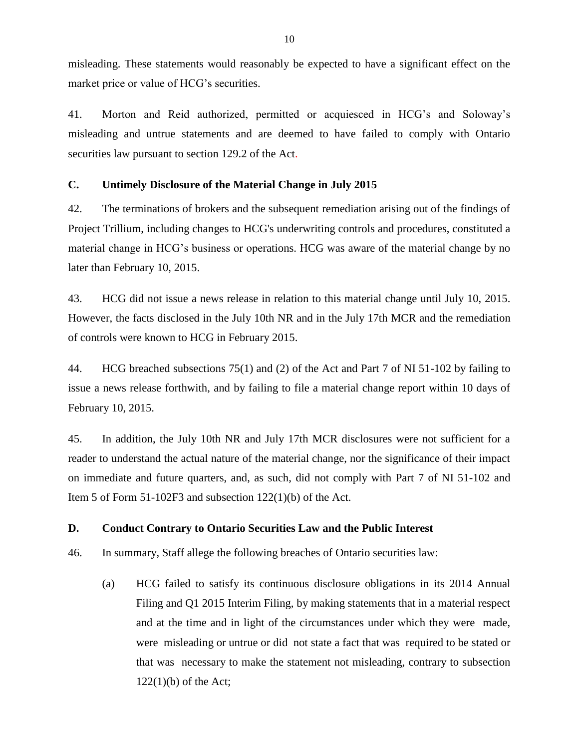misleading. These statements would reasonably be expected to have a significant effect on the market price or value of HCG's securities.

41. Morton and Reid authorized, permitted or acquiesced in HCG's and Soloway's misleading and untrue statements and are deemed to have failed to comply with Ontario securities law pursuant to section 129.2 of the Act.

## C. Untimely Disclosure of the Material Change in July 2015

42. The terminations of brokers and the subsequent remediation arising out of the findings of Project Trillium, including changes to HCG's underwriting controls and procedures, constituted a material change in HCG's business or operations. HCG was aware of the material change by no later than February 10, 2015.

43. HCG did not issue a news release in relation to this material change until July 10, 2015. However, the facts disclosed in the July 10th NR and in the July 17th MCR and the remediation of controls were known to HCG in February 2015.

44. HCG breached subsections 75(1) and (2) of the Act and Part 7 of NI 51-102 by failing to issue a news release forthwith, and by failing to file a material change report within 10 days of February 10, 2015.

45. In addition, the July 10th NR and July 17th MCR disclosures were not sufficient for a reader to understand the actual nature of the material change, nor the significance of their impact on immediate and future quarters, and, as such, did not comply with Part 7 of NI 51-102 and Item 5 of Form 51-102F3 and subsection 122(1)(b) of the Act.

## D. Conduct Contrary to Ontario Securities Law and the Public Interest

46. In summary, Staff allege the following breaches of Ontario securities law:

(a) HCG failed to satisfy its continuous disclosure obligations in its 2014 Annual Filing and Q1 2015 Interim Filing, by making statements that in a material respect and at the time and in light of the circumstances under which they were made, were misleading or untrue or did not state a fact that was required to be stated or that was necessary to make the statement not misleading, contrary to subsection 122(1)(b) of the Act;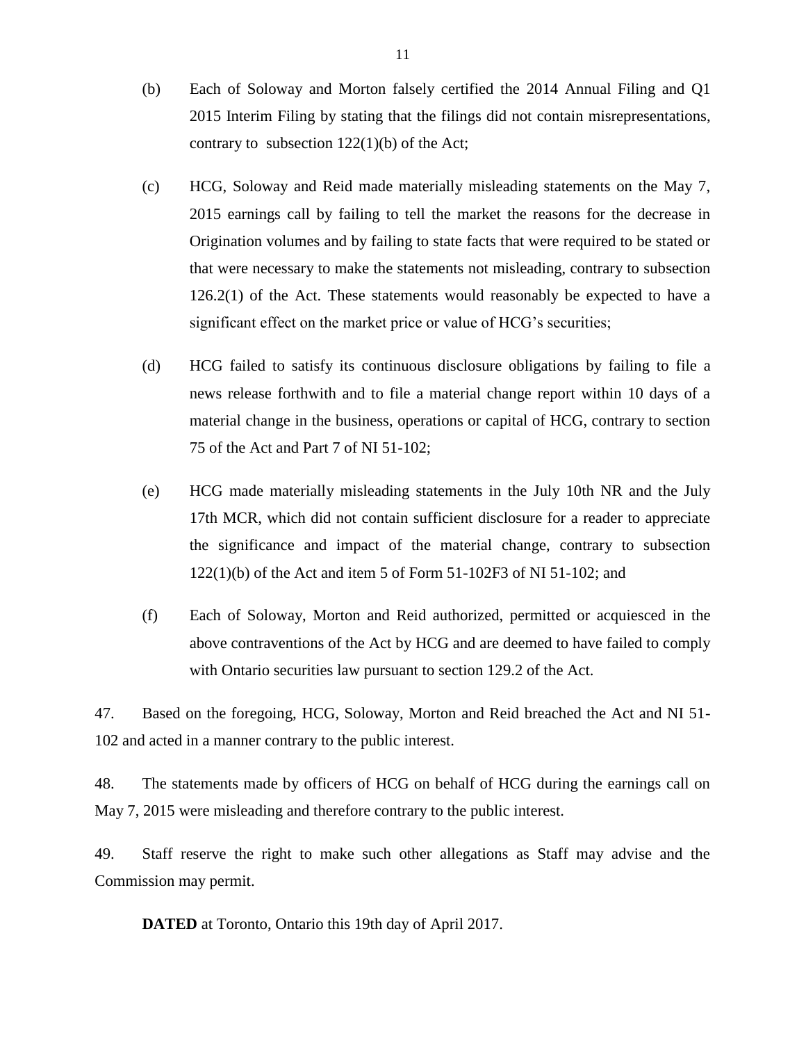(b) Each of Soloway and Morton falsely certified the 2014 Annual Filing and Q1 2015 Interim Filing by stating that the filings did not contain misrepresentations, contrary to subsection 122(1)(b) of the Act;

(c) HCG, Soloway and Reid made materially misleading statements on the May 7, 2015 earnings call by failing to tell the market the reasons for the decrease in Origination volumes and by failing to state facts that were required to be stated or that were necessary to make the statements not misleading, contrary to subsection 126.2(1) of the Act. These statements would reasonably be expected to have a significant effect on the market price or value of HCG's securities;

(d) HCG failed to satisfy its continuous disclosure obligations by failing to file a news release forthwith and to file a material change report within 10 days of a material change in the business, operations or capital of HCG, contrary to section 75 of the Act and Part 7 of NI 51-102;

(e) HCG made materially misleading statements in the July 10th NR and the July 17th MCR, which did not contain sufficient disclosure for a reader to appreciate the significance and impact of the material change, contrary to subsection 122(1)(b) of the Act and item 5 of Form 51-102F3 of NI 51-102; and

(f) Each of Soloway, Morton and Reid authorized, permitted or acquiesced in the above contraventions of the Act by HCG and are deemed to have failed to comply with Ontario securities law pursuant to section 129.2 of the Act.

47. Based on the foregoing, HCG, Soloway, Morton and Reid breached the Act and NI 51-102 and acted in a manner contrary to the public interest.

48. The statements made by officers of HCG on behalf of HCG during the earnings call on May 7, 2015 were misleading and therefore contrary to the public interest.

49. Staff reserve the right to make such other allegations as Staff may advise and the Commission may permit.

**DATED** at Toronto, Ontario this 19th day of April 2017.